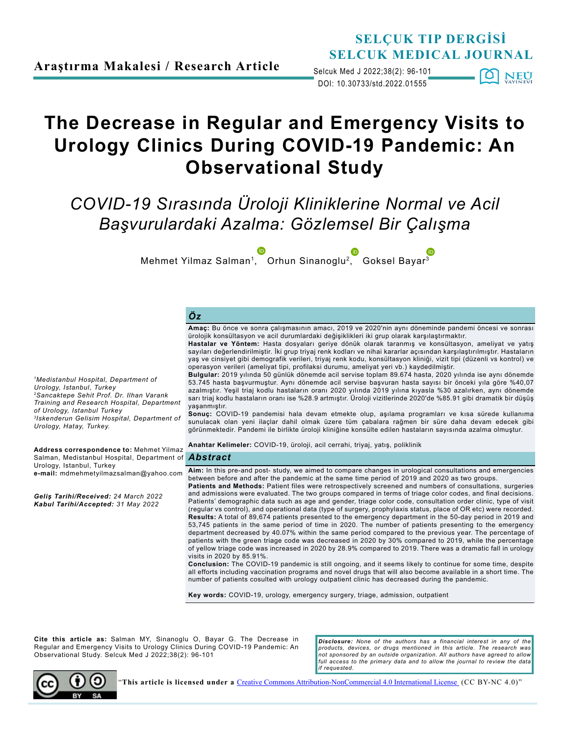Araştırma Makalesi / Research Article

SELÇUK TIP DERGİSİ
SELCUK MEDICAL JOURNAL

DOI: 10.30733/std.2022.01555

# The Decrease in Regular and Emergency Visits to Urology Clinics During COVID-19 Pandemic: An Observational Study

## *COVID-19 Sırasında Üroloji Kliniklerine Normal ve Acil Başvurulardaki Azalma: Gözlemsel Bir Çalışma*

Mehmet Yilmaz Salman[1], Orhun Sinanoglu[2], Goksel Bayar[3]

[1]*Medistanbul Hospital, Department of Urology, Istanbul, Turkey*
[2]*Sancaktepe Sehit Prof. Dr. Ilhan Varank Training and Research Hospital, Department of Urology, Istanbul Turkey*
[3]*Iskenderun Gelisim Hospital, Department of Urology, Hatay, Turkey.*

**Address correspondence to:** Mehmet Yilmaz Salman, Medistanbul Hospital, Department of Urology, Istanbul, Turkey
**e-mail:** mdmehmetyilmazsalman@yahoo.com

***Geliş Tarihi/Received:*** *24 March 2022*
***Kabul Tarihi/Accepted:*** *31 May 2022*

### *Öz*

**Amaç:** Bu önce ve sonra çalışmasının amacı, 2019 ve 2020'nin aynı döneminde pandemi öncesi ve sonrası ürolojik konsültasyon ve acil durumlardaki değişiklikleri iki grup olarak karşılaştırmaktır.
**Hastalar ve Yöntem:** Hasta dosyaları geriye dönük olarak taranmış ve konsültasyon, ameliyat ve yatış sayıları değerlendirilmiştir. İki grup triyaj renk kodları ve nihai kararlar açısından karşılaştırılmıştır. Hastaların yaş ve cinsiyet gibi demografik verileri, triyaj renk kodu, konsültasyon kliniği, vizit tipi (düzenli vs kontrol) ve operasyon verileri (ameliyat tipi, profilaksi durumu, ameliyat yeri vb.) kaydedilmiştir.
**Bulgular:** 2019 yılında 50 günlük dönemde acil servise toplam 89.674 hasta, 2020 yılında ise aynı dönemde 53.745 hasta başvurmuştur. Aynı dönemde acil servise başvuran hasta sayısı bir önceki yıla göre %40,07 azalmıştır. Yeşil triaj kodlu hastaların oranı 2020 yılında 2019 yılına kıyasla %30 azalırken, aynı dönemde sarı triaj kodlu hastaların oranı ise %28.9 artmıştır. Üroloji vizitlerinde 2020'de %85.91 gibi dramatik bir düşüş yaşanmıştır.
**Sonuç:** COVID-19 pandemisi hala devam etmekte olup, aşılama programları ve kısa sürede kullanıma sunulacak olan yeni ilaçlar dahil olmak üzere tüm çabalara rağmen bir süre daha devam edecek gibi görünmektedir. Pandemi ile birlikte üroloji kliniğine konsülte edilen hastaların sayısında azalma olmuştur.

**Anahtar Kelimeler:** COVID-19, üroloji, acil cerrahi, triyaj, yatış, poliklinik

### *Abstract*

**Aim:** In this pre-and post- study, we aimed to compare changes in urological consultations and emergencies between before and after the pandemic at the same time period of 2019 and 2020 as two groups.
**Patients and Methods:** Patient files were retrospectively screened and numbers of consultations, surgeries and admissions were evaluated. The two groups compared in terms of triage color codes, and final decisions. Patients' demographic data such as age and gender, triage color code, consultation order clinic, type of visit (regular vs control), and operational data (type of surgery, prophylaxis status, place of OR etc) were recorded.
**Results:** A total of 89,674 patients presented to the emergency department in the 50-day period in 2019 and 53,745 patients in the same period of time in 2020. The number of patients presenting to the emergency department decreased by 40.07% within the same period compared to the previous year. The percentage of patients with the green triage code was decreased in 2020 by 30% compared to 2019, while the percentage of yellow triage code was increased in 2020 by 28.9% compared to 2019. There was a dramatic fall in urology visits in 2020 by 85.91%.
**Conclusion:** The COVID-19 pandemic is still ongoing, and it seems likely to continue for some time, despite all efforts including vaccination programs and novel drugs that will also become available in a short time. The number of patients cosulted with urology outpatient clinic has decreased during the pandemic.

**Key words:** COVID-19, urology, emergency surgery, triage, admission, outpatient

**Cite this article as:** Salman MY, Sinanoglu O, Bayar G. The Decrease in Regular and Emergency Visits to Urology Clinics During COVID-19 Pandemic: An Observational Study. Selcuk Med J 2022;38(2): 96-101

***Disclosure:*** *None of the authors has a financial interest in any of the products, devices, or drugs mentioned in this article. The research was not sponsored by an outside organization. All authors have agreed to allow full access to the primary data and to allow the journal to review the data if requested.*

"**This article is licensed under a** Creative Commons Attribution-NonCommercial 4.0 International License (CC BY-NC 4.0)"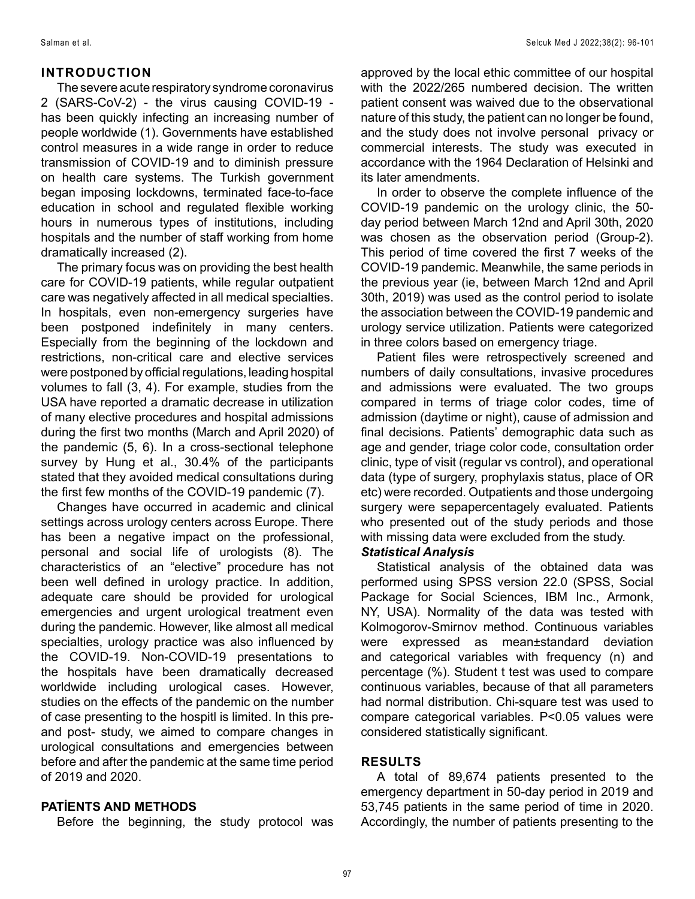## INTRODUCTION

The severe acute respiratory syndrome coronavirus 2 (SARS-CoV-2) - the virus causing COVID-19 - has been quickly infecting an increasing number of people worldwide (1). Governments have established control measures in a wide range in order to reduce transmission of COVID-19 and to diminish pressure on health care systems. The Turkish government began imposing lockdowns, terminated face-to-face education in school and regulated flexible working hours in numerous types of institutions, including hospitals and the number of staff working from home dramatically increased (2).

The primary focus was on providing the best health care for COVID-19 patients, while regular outpatient care was negatively affected in all medical specialties. In hospitals, even non-emergency surgeries have been postponed indefinitely in many centers. Especially from the beginning of the lockdown and restrictions, non-critical care and elective services were postponed by official regulations, leading hospital volumes to fall (3, 4). For example, studies from the USA have reported a dramatic decrease in utilization of many elective procedures and hospital admissions during the first two months (March and April 2020) of the pandemic (5, 6). In a cross-sectional telephone survey by Hung et al., 30.4% of the participants stated that they avoided medical consultations during the first few months of the COVID-19 pandemic (7).

Changes have occurred in academic and clinical settings across urology centers across Europe. There has been a negative impact on the professional, personal and social life of urologists (8). The characteristics of an "elective" procedure has not been well defined in urology practice. In addition, adequate care should be provided for urological emergencies and urgent urological treatment even during the pandemic. However, like almost all medical specialties, urology practice was also influenced by the COVID-19. Non-COVID-19 presentations to the hospitals have been dramatically decreased worldwide including urological cases. However, studies on the effects of the pandemic on the number of case presenting to the hospitl is limited. In this pre- and post- study, we aimed to compare changes in urological consultations and emergencies between before and after the pandemic at the same time period of 2019 and 2020.

## PATİENTS AND METHODS

Before the beginning, the study protocol was approved by the local ethic committee of our hospital with the 2022/265 numbered decision. The written patient consent was waived due to the observational nature of this study, the patient can no longer be found, and the study does not involve personal privacy or commercial interests. The study was executed in accordance with the 1964 Declaration of Helsinki and its later amendments.

In order to observe the complete influence of the COVID-19 pandemic on the urology clinic, the 50-day period between March 12nd and April 30th, 2020 was chosen as the observation period (Group-2). This period of time covered the first 7 weeks of the COVID-19 pandemic. Meanwhile, the same periods in the previous year (ie, between March 12nd and April 30th, 2019) was used as the control period to isolate the association between the COVID-19 pandemic and urology service utilization. Patients were categorized in three colors based on emergency triage.

Patient files were retrospectively screened and numbers of daily consultations, invasive procedures and admissions were evaluated. The two groups compared in terms of triage color codes, time of admission (daytime or night), cause of admission and final decisions. Patients' demographic data such as age and gender, triage color code, consultation order clinic, type of visit (regular vs control), and operational data (type of surgery, prophylaxis status, place of OR etc) were recorded. Outpatients and those undergoing surgery were sepapercentagely evaluated. Patients who presented out of the study periods and those with missing data were excluded from the study.

### *Statistical Analysis*

Statistical analysis of the obtained data was performed using SPSS version 22.0 (SPSS, Social Package for Social Sciences, IBM Inc., Armonk, NY, USA). Normality of the data was tested with Kolmogorov-Smirnov method. Continuous variables were expressed as mean±standard deviation and categorical variables with frequency (n) and percentage (%). Student t test was used to compare continuous variables, because of that all parameters had normal distribution. Chi-square test was used to compare categorical variables. P<0.05 values were considered statistically significant.

## RESULTS

A total of 89,674 patients presented to the emergency department in 50-day period in 2019 and 53,745 patients in the same period of time in 2020. Accordingly, the number of patients presenting to the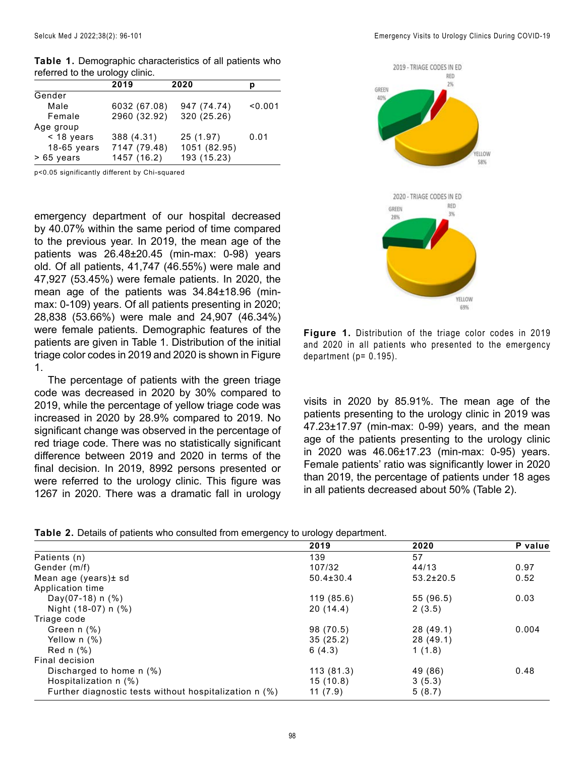**Table 1.** Demographic characteristics of all patients who referred to the urology clinic.

| | 2019 | 2020 | p |
|---|---|---|---|
| Gender | | | |
| Male | 6032 (67.08) | 947 (74.74) | <0.001 |
| Female | 2960 (32.92) | 320 (25.26) | |
| Age group | | | |
| < 18 years | 388 (4.31) | 25 (1.97) | 0.01 |
| 18-65 years | 7147 (79.48) | 1051 (82.95) | |
| > 65 years | 1457 (16.2) | 193 (15.23) | |

p<0.05 significantly different by Chi-squared

emergency department of our hospital decreased by 40.07% within the same period of time compared to the previous year. In 2019, the mean age of the patients was 26.48±20.45 (min-max: 0-98) years old. Of all patients, 41,747 (46.55%) were male and 47,927 (53.45%) were female patients. In 2020, the mean age of the patients was 34.84±18.96 (min-max: 0-109) years. Of all patients presenting in 2020; 28,838 (53.66%) were male and 24,907 (46.34%) were female patients. Demographic features of the patients are given in Table 1. Distribution of the initial triage color codes in 2019 and 2020 is shown in Figure 1.

The percentage of patients with the green triage code was decreased in 2020 by 30% compared to 2019, while the percentage of yellow triage code was increased in 2020 by 28.9% compared to 2019. No significant change was observed in the percentage of red triage code. There was no statistically significant difference between 2019 and 2020 in terms of the final decision. In 2019, 8992 persons presented or were referred to the urology clinic. This figure was 1267 in 2020. There was a dramatic fall in urology visits in 2020 by 85.91%. The mean age of the patients presenting to the urology clinic in 2019 was 47.23±17.97 (min-max: 0-99) years, and the mean age of the patients presenting to the urology clinic in 2020 was 46.06±17.23 (min-max: 0-95) years. Female patients' ratio was significantly lower in 2020 than 2019, the percentage of patients under 18 ages in all patients decreased about 50% (Table 2).

**Figure 1.** Distribution of the triage color codes in 2019 and 2020 in all patients who presented to the emergency department (p= 0.195).

**Table 2.** Details of patients who consulted from emergency to urology department.

| | 2019 | 2020 | P value |
|---|---|---|---|
| Patients (n) | 139 | 57 | |
| Gender (m/f) | 107/32 | 44/13 | 0.97 |
| Mean age (years)± sd | 50.4±30.4 | 53.2±20.5 | 0.52 |
| Application time | | | |
| Day(07-18) n (%) | 119 (85.6) | 55 (96.5) | 0.03 |
| Night (18-07) n (%) | 20 (14.4) | 2 (3.5) | |
| Triage code | | | |
| Green n (%) | 98 (70.5) | 28 (49.1) | 0.004 |
| Yellow n (%) | 35 (25.2) | 28 (49.1) | |
| Red n (%) | 6 (4.3) | 1 (1.8) | |
| Final decision | | | |
| Discharged to home n (%) | 113 (81.3) | 49 (86) | 0.48 |
| Hospitalization n (%) | 15 (10.8) | 3 (5.3) | |
| Further diagnostic tests without hospitalization n (%) | 11 (7.9) | 5 (8.7) | |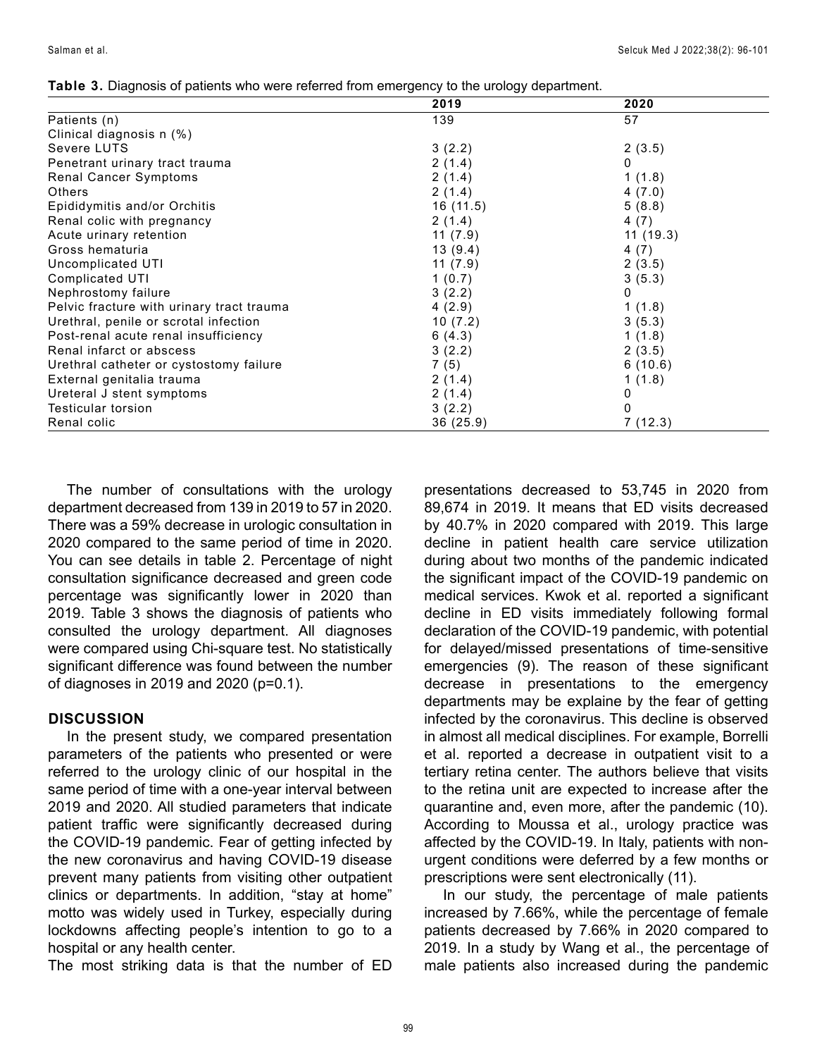**Table 3.** Diagnosis of patients who were referred from emergency to the urology department.

| | 2019 | 2020 |
|---|---|---|
| Patients (n) | 139 | 57 |
| Clinical diagnosis n (%) | | |
| Severe LUTS | 3 (2.2) | 2 (3.5) |
| Penetrant urinary tract trauma | 2 (1.4) | 0 |
| Renal Cancer Symptoms | 2 (1.4) | 1 (1.8) |
| Others | 2 (1.4) | 4 (7.0) |
| Epididymitis and/or Orchitis | 16 (11.5) | 5 (8.8) |
| Renal colic with pregnancy | 2 (1.4) | 4 (7) |
| Acute urinary retention | 11 (7.9) | 11 (19.3) |
| Gross hematuria | 13 (9.4) | 4 (7) |
| Uncomplicated UTI | 11 (7.9) | 2 (3.5) |
| Complicated UTI | 1 (0.7) | 3 (5.3) |
| Nephrostomy failure | 3 (2.2) | 0 |
| Pelvic fracture with urinary tract trauma | 4 (2.9) | 1 (1.8) |
| Urethral, penile or scrotal infection | 10 (7.2) | 3 (5.3) |
| Post-renal acute renal insufficiency | 6 (4.3) | 1 (1.8) |
| Renal infarct or abscess | 3 (2.2) | 2 (3.5) |
| Urethral catheter or cystostomy failure | 7 (5) | 6 (10.6) |
| External genitalia trauma | 2 (1.4) | 1 (1.8) |
| Ureteral J stent symptoms | 2 (1.4) | 0 |
| Testicular torsion | 3 (2.2) | 0 |
| Renal colic | 36 (25.9) | 7 (12.3) |

The number of consultations with the urology department decreased from 139 in 2019 to 57 in 2020. There was a 59% decrease in urologic consultation in 2020 compared to the same period of time in 2020. You can see details in table 2. Percentage of night consultation significance decreased and green code percentage was significantly lower in 2020 than 2019. Table 3 shows the diagnosis of patients who consulted the urology department. All diagnoses were compared using Chi-square test. No statistically significant difference was found between the number of diagnoses in 2019 and 2020 (p=0.1).

## DISCUSSION

In the present study, we compared presentation parameters of the patients who presented or were referred to the urology clinic of our hospital in the same period of time with a one-year interval between 2019 and 2020. All studied parameters that indicate patient traffic were significantly decreased during the COVID-19 pandemic. Fear of getting infected by the new coronavirus and having COVID-19 disease prevent many patients from visiting other outpatient clinics or departments. In addition, "stay at home" motto was widely used in Turkey, especially during lockdowns affecting people's intention to go to a hospital or any health center.

The most striking data is that the number of ED presentations decreased to 53,745 in 2020 from 89,674 in 2019. It means that ED visits decreased by 40.7% in 2020 compared with 2019. This large decline in patient health care service utilization during about two months of the pandemic indicated the significant impact of the COVID-19 pandemic on medical services. Kwok et al. reported a significant decline in ED visits immediately following formal declaration of the COVID-19 pandemic, with potential for delayed/missed presentations of time-sensitive emergencies (9). The reason of these significant decrease in presentations to the emergency departments may be explaine by the fear of getting infected by the coronavirus. This decline is observed in almost all medical disciplines. For example, Borrelli et al. reported a decrease in outpatient visit to a tertiary retina center. The authors believe that visits to the retina unit are expected to increase after the quarantine and, even more, after the pandemic (10). According to Moussa et al., urology practice was affected by the COVID-19. In Italy, patients with non-urgent conditions were deferred by a few months or prescriptions were sent electronically (11).

In our study, the percentage of male patients increased by 7.66%, while the percentage of female patients decreased by 7.66% in 2020 compared to 2019. In a study by Wang et al., the percentage of male patients also increased during the pandemic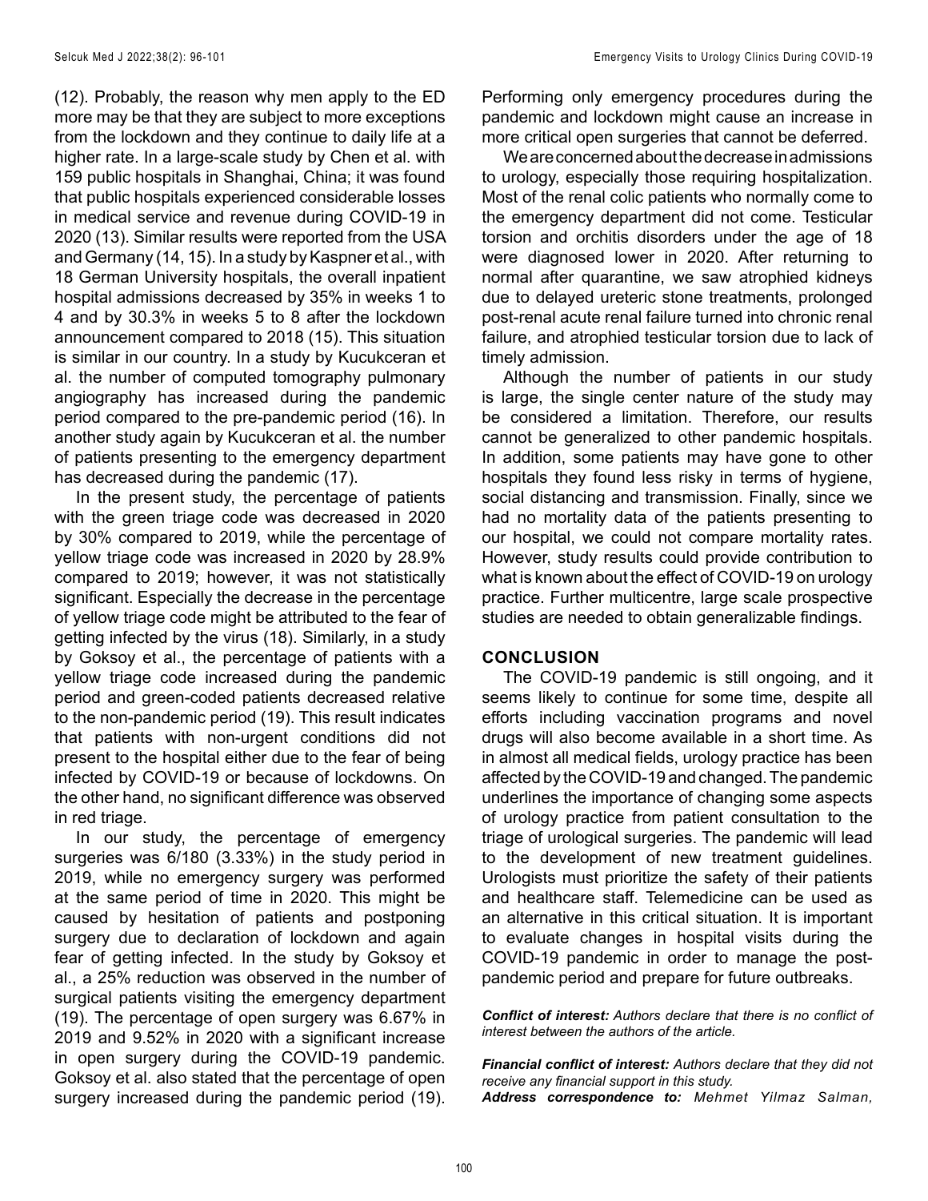(12). Probably, the reason why men apply to the ED more may be that they are subject to more exceptions from the lockdown and they continue to daily life at a higher rate. In a large-scale study by Chen et al. with 159 public hospitals in Shanghai, China; it was found that public hospitals experienced considerable losses in medical service and revenue during COVID-19 in 2020 (13). Similar results were reported from the USA and Germany (14, 15). In a study by Kaspner et al., with 18 German University hospitals, the overall inpatient hospital admissions decreased by 35% in weeks 1 to 4 and by 30.3% in weeks 5 to 8 after the lockdown announcement compared to 2018 (15). This situation is similar in our country. In a study by Kucukceran et al. the number of computed tomography pulmonary angiography has increased during the pandemic period compared to the pre-pandemic period (16). In another study again by Kucukceran et al. the number of patients presenting to the emergency department has decreased during the pandemic (17).

In the present study, the percentage of patients with the green triage code was decreased in 2020 by 30% compared to 2019, while the percentage of yellow triage code was increased in 2020 by 28.9% compared to 2019; however, it was not statistically significant. Especially the decrease in the percentage of yellow triage code might be attributed to the fear of getting infected by the virus (18). Similarly, in a study by Goksoy et al., the percentage of patients with a yellow triage code increased during the pandemic period and green-coded patients decreased relative to the non-pandemic period (19). This result indicates that patients with non-urgent conditions did not present to the hospital either due to the fear of being infected by COVID-19 or because of lockdowns. On the other hand, no significant difference was observed in red triage.

In our study, the percentage of emergency surgeries was 6/180 (3.33%) in the study period in 2019, while no emergency surgery was performed at the same period of time in 2020. This might be caused by hesitation of patients and postponing surgery due to declaration of lockdown and again fear of getting infected. In the study by Goksoy et al., a 25% reduction was observed in the number of surgical patients visiting the emergency department (19). The percentage of open surgery was 6.67% in 2019 and 9.52% in 2020 with a significant increase in open surgery during the COVID-19 pandemic. Goksoy et al. also stated that the percentage of open surgery increased during the pandemic period (19). Performing only emergency procedures during the pandemic and lockdown might cause an increase in more critical open surgeries that cannot be deferred.

We are concerned about the decrease in admissions to urology, especially those requiring hospitalization. Most of the renal colic patients who normally come to the emergency department did not come. Testicular torsion and orchitis disorders under the age of 18 were diagnosed lower in 2020. After returning to normal after quarantine, we saw atrophied kidneys due to delayed ureteric stone treatments, prolonged post-renal acute renal failure turned into chronic renal failure, and atrophied testicular torsion due to lack of timely admission.

Although the number of patients in our study is large, the single center nature of the study may be considered a limitation. Therefore, our results cannot be generalized to other pandemic hospitals. In addition, some patients may have gone to other hospitals they found less risky in terms of hygiene, social distancing and transmission. Finally, since we had no mortality data of the patients presenting to our hospital, we could not compare mortality rates. However, study results could provide contribution to what is known about the effect of COVID-19 on urology practice. Further multicentre, large scale prospective studies are needed to obtain generalizable findings.

## CONCLUSION

The COVID-19 pandemic is still ongoing, and it seems likely to continue for some time, despite all efforts including vaccination programs and novel drugs will also become available in a short time. As in almost all medical fields, urology practice has been affected by the COVID-19 and changed. The pandemic underlines the importance of changing some aspects of urology practice from patient consultation to the triage of urological surgeries. The pandemic will lead to the development of new treatment guidelines. Urologists must prioritize the safety of their patients and healthcare staff. Telemedicine can be used as an alternative in this critical situation. It is important to evaluate changes in hospital visits during the COVID-19 pandemic in order to manage the post-pandemic period and prepare for future outbreaks.

***Conflict of interest:*** *Authors declare that there is no conflict of interest between the authors of the article.*

***Financial conflict of interest:*** *Authors declare that they did not receive any financial support in this study.*

***Address correspondence to:*** *Mehmet Yilmaz Salman,*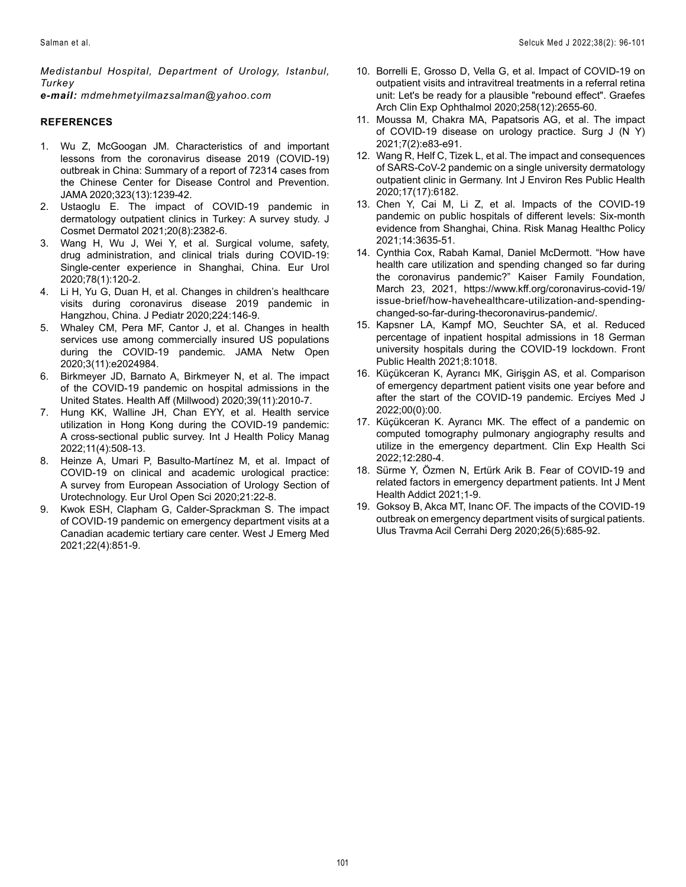*Medistanbul Hospital, Department of Urology, Istanbul, Turkey*
***e-mail:*** *mdmehmetyilmazsalman@yahoo.com*

## REFERENCES

1. Wu Z, McGoogan JM. Characteristics of and important lessons from the coronavirus disease 2019 (COVID-19) outbreak in China: Summary of a report of 72314 cases from the Chinese Center for Disease Control and Prevention. JAMA 2020;323(13):1239-42.
2. Ustaoglu E. The impact of COVID-19 pandemic in dermatology outpatient clinics in Turkey: A survey study. J Cosmet Dermatol 2021;20(8):2382-6.
3. Wang H, Wu J, Wei Y, et al. Surgical volume, safety, drug administration, and clinical trials during COVID-19: Single-center experience in Shanghai, China. Eur Urol 2020;78(1):120-2.
4. Li H, Yu G, Duan H, et al. Changes in children's healthcare visits during coronavirus disease 2019 pandemic in Hangzhou, China. J Pediatr 2020;224:146-9.
5. Whaley CM, Pera MF, Cantor J, et al. Changes in health services use among commercially insured US populations during the COVID-19 pandemic. JAMA Netw Open 2020;3(11):e2024984.
6. Birkmeyer JD, Barnato A, Birkmeyer N, et al. The impact of the COVID-19 pandemic on hospital admissions in the United States. Health Aff (Millwood) 2020;39(11):2010-7.
7. Hung KK, Walline JH, Chan EYY, et al. Health service utilization in Hong Kong during the COVID-19 pandemic: A cross-sectional public survey. Int J Health Policy Manag 2022;11(4):508-13.
8. Heinze A, Umari P, Basulto-Martínez M, et al. Impact of COVID-19 on clinical and academic urological practice: A survey from European Association of Urology Section of Urotechnology. Eur Urol Open Sci 2020;21:22-8.
9. Kwok ESH, Clapham G, Calder-Sprackman S. The impact of COVID-19 pandemic on emergency department visits at a Canadian academic tertiary care center. West J Emerg Med 2021;22(4):851-9.
10. Borrelli E, Grosso D, Vella G, et al. Impact of COVID-19 on outpatient visits and intravitreal treatments in a referral retina unit: Let's be ready for a plausible "rebound effect". Graefes Arch Clin Exp Ophthalmol 2020;258(12):2655-60.
11. Moussa M, Chakra MA, Papatsoris AG, et al. The impact of COVID-19 disease on urology practice. Surg J (N Y) 2021;7(2):e83-e91.
12. Wang R, Helf C, Tizek L, et al. The impact and consequences of SARS-CoV-2 pandemic on a single university dermatology outpatient clinic in Germany. Int J Environ Res Public Health 2020;17(17):6182.
13. Chen Y, Cai M, Li Z, et al. Impacts of the COVID-19 pandemic on public hospitals of different levels: Six-month evidence from Shanghai, China. Risk Manag Healthc Policy 2021;14:3635-51.
14. Cynthia Cox, Rabah Kamal, Daniel McDermott. "How have health care utilization and spending changed so far during the coronavirus pandemic?" Kaiser Family Foundation, March 23, 2021, https://www.kff.org/coronavirus-covid-19/issue-brief/how-havehealthcare-utilization-and-spending-changed-so-far-during-thecoronavirus-pandemic/.
15. Kapsner LA, Kampf MO, Seuchter SA, et al. Reduced percentage of inpatient hospital admissions in 18 German university hospitals during the COVID-19 lockdown. Front Public Health 2021;8:1018.
16. Küçükceran K, Ayrancı MK, Girişgin AS, et al. Comparison of emergency department patient visits one year before and after the start of the COVID-19 pandemic. Erciyes Med J 2022;00(0):00.
17. Küçükceran K. Ayrancı MK. The effect of a pandemic on computed tomography pulmonary angiography results and utilize in the emergency department. Clin Exp Health Sci 2022;12:280-4.
18. Sürme Y, Özmen N, Ertürk Arik B. Fear of COVID-19 and related factors in emergency department patients. Int J Ment Health Addict 2021;1-9.
19. Goksoy B, Akca MT, Inanc OF. The impacts of the COVID-19 outbreak on emergency department visits of surgical patients. Ulus Travma Acil Cerrahi Derg 2020;26(5):685-92.